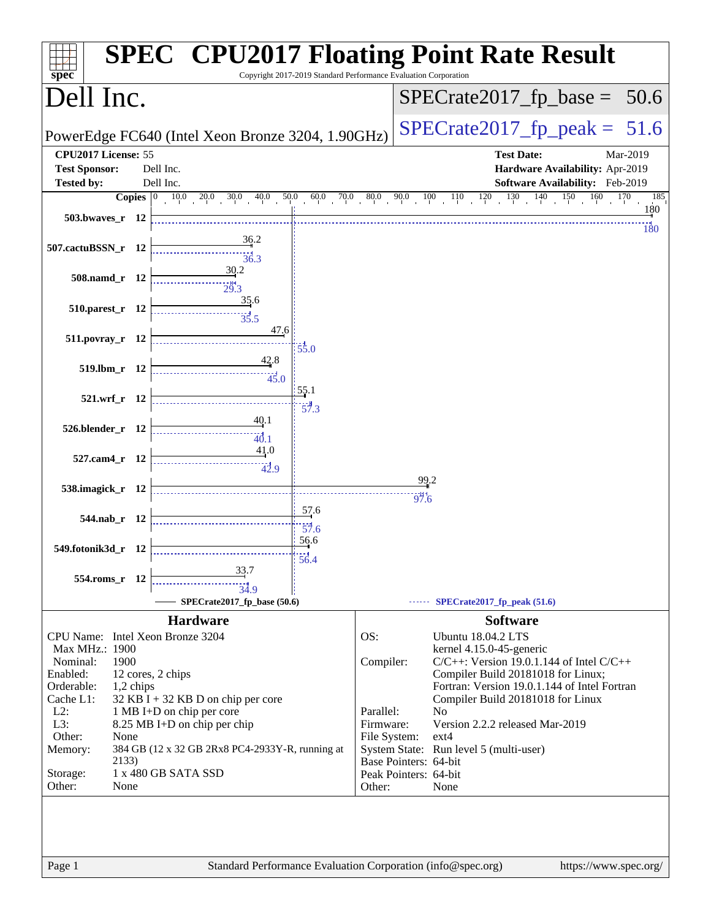# SPEC CPU2017 Floating Point Rate Result

Copyright 2017-2019 Standard Performance Evaluation Corporation

## Dell Inc.

PowerEdge FC640 (Intel Xeon Bronze 3204, 1.90GHz)

SPECrate2017_fp_base = 50.6

SPECrate2017_fp_peak = 51.6

| | | | |
|---|---|---|---|
| **CPU2017 License:** | 55 | **Test Date:** | Mar-2019 |
| **Test Sponsor:** | Dell Inc. | **Hardware Availability:** | Apr-2019 |
| **Tested by:** | Dell Inc. | **Software Availability:** | Feb-2019 |

| Benchmark | Copies | Base | Peak |
|---|---|---|---|
| 503.bwaves_r | 12 | 180 | 180 |
| 507.cactuBSSN_r | 12 | 36.2 | 36.3 |
| 508.namd_r | 12 | 30.2 | 29.3 |
| 510.parest_r | 12 | 35.6 | 35.5 |
| 511.povray_r | 12 | 47.6 | 55.0 |
| 519.lbm_r | 12 | 42.8 | 45.0 |
| 521.wrf_r | 12 | 55.1 | 57.3 |
| 526.blender_r | 12 | 40.1 | 40.1 |
| 527.cam4_r | 12 | 41.0 | 42.9 |
| 538.imagick_r | 12 | 99.2 | 97.6 |
| 544.nab_r | 12 | 57.6 | 57.6 |
| 549.fotonik3d_r | 12 | 56.6 | 56.4 |
| 554.roms_r | 12 | 33.7 | 34.9 |

SPECrate2017_fp_base (50.6) ------ SPECrate2017_fp_peak (51.6)

### Hardware

| | |
|---|---|
| CPU Name: | Intel Xeon Bronze 3204 |
| Max MHz.: | 1900 |
| Nominal: | 1900 |
| Enabled: | 12 cores, 2 chips |
| Orderable: | 1,2 chips |
| Cache L1: | 32 KB I + 32 KB D on chip per core |
| L2: | 1 MB I+D on chip per core |
| L3: | 8.25 MB I+D on chip per chip |
| Other: | None |
| Memory: | 384 GB (12 x 32 GB 2Rx8 PC4-2933Y-R, running at 2133) |
| Storage: | 1 x 480 GB SATA SSD |
| Other: | None |

### Software

| | |
|---|---|
| OS: | Ubuntu 18.04.2 LTS kernel 4.15.0-45-generic |
| Compiler: | C/C++: Version 19.0.1.144 of Intel C/C++ Compiler Build 20181018 for Linux; Fortran: Version 19.0.1.144 of Intel Fortran Compiler Build 20181018 for Linux |
| Parallel: | No |
| Firmware: | Version 2.2.2 released Mar-2019 |
| File System: | ext4 |
| System State: | Run level 5 (multi-user) |
| Base Pointers: | 64-bit |
| Peak Pointers: | 64-bit |
| Other: | None |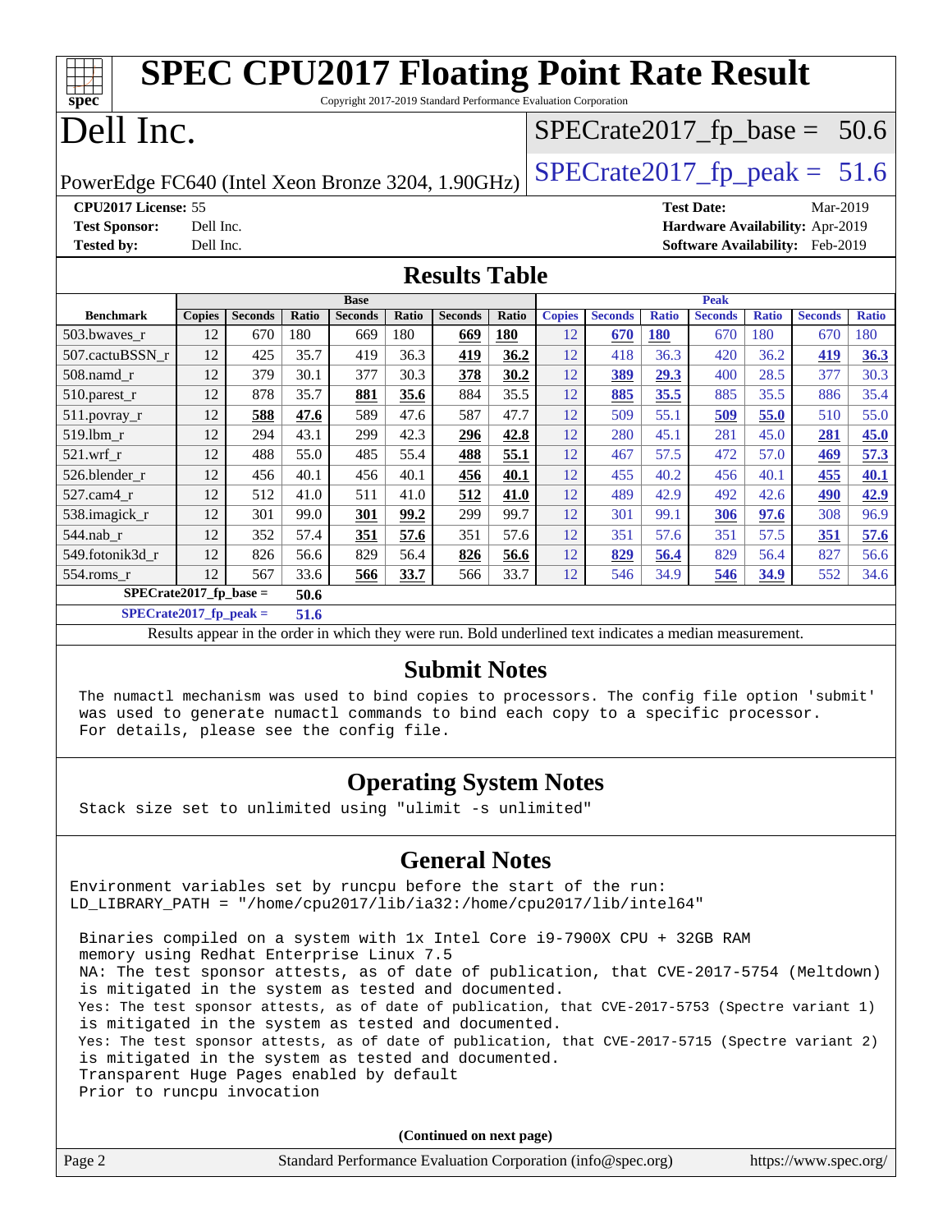# SPEC CPU2017 Floating Point Rate Result

Copyright 2017-2019 Standard Performance Evaluation Corporation

# Dell Inc.

PowerEdge FC640 (Intel Xeon Bronze 3204, 1.90GHz)

SPECrate2017_fp_base = 50.6

SPECrate2017_fp_peak = 51.6

**CPU2017 License:** 55
**Test Sponsor:** Dell Inc.
**Tested by:** Dell Inc.

**Test Date:** Mar-2019
**Hardware Availability:** Apr-2019
**Software Availability:** Feb-2019

## Results Table

| Benchmark | Base | | | | | | | Peak | | | | | | |
|---|---|---|---|---|---|---|---|---|---|---|---|---|---|---|
| | Copies | Seconds | Ratio | Seconds | Ratio | Seconds | Ratio | Copies | Seconds | Ratio | Seconds | Ratio | Seconds | Ratio |
| 503.bwaves_r | 12 | 670 | 180 | 669 | 180 | **669** | **180** | 12 | **670** | **180** | 670 | 180 | 670 | 180 |
| 507.cactuBSSN_r | 12 | 425 | 35.7 | 419 | 36.3 | **419** | **36.2** | 12 | 418 | 36.3 | 420 | 36.2 | **419** | **36.3** |
| 508.namd_r | 12 | 379 | 30.1 | 377 | 30.3 | **378** | **30.2** | 12 | **389** | **29.3** | 400 | 28.5 | 377 | 30.3 |
| 510.parest_r | 12 | 878 | 35.7 | **881** | **35.6** | 884 | 35.5 | 12 | **885** | **35.5** | 885 | 35.5 | 886 | 35.4 |
| 511.povray_r | 12 | **588** | **47.6** | 589 | 47.6 | 587 | 47.7 | 12 | 509 | 55.1 | **509** | **55.0** | 510 | 55.0 |
| 519.lbm_r | 12 | 294 | 43.1 | 299 | 42.3 | **296** | **42.8** | 12 | 280 | 45.1 | 281 | 45.0 | **281** | **45.0** |
| 521.wrf_r | 12 | 488 | 55.0 | 485 | 55.4 | **488** | **55.1** | 12 | 467 | 57.5 | 472 | 57.0 | **469** | **57.3** |
| 526.blender_r | 12 | 456 | 40.1 | 456 | 40.1 | **456** | **40.1** | 12 | 455 | 40.2 | 456 | 40.1 | **455** | **40.1** |
| 527.cam4_r | 12 | 512 | 41.0 | 511 | 41.0 | **512** | **41.0** | 12 | 489 | 42.9 | 492 | 42.6 | **490** | **42.9** |
| 538.imagick_r | 12 | 301 | 99.0 | **301** | **99.2** | 299 | 99.7 | 12 | 301 | 99.1 | **306** | **97.6** | 308 | 96.9 |
| 544.nab_r | 12 | 352 | 57.4 | **351** | **57.6** | 351 | 57.6 | 12 | 351 | 57.6 | 351 | 57.5 | **351** | **57.6** |
| 549.fotonik3d_r | 12 | 826 | 56.6 | 829 | 56.4 | **826** | **56.6** | 12 | **829** | **56.4** | 829 | 56.4 | 827 | 56.6 |
| 554.roms_r | 12 | 567 | 33.6 | **566** | **33.7** | 566 | 33.7 | 12 | 546 | 34.9 | **546** | **34.9** | 552 | 34.6 |

**SPECrate2017_fp_base = 50.6**

**SPECrate2017_fp_peak = 51.6**

Results appear in the order in which they were run. Bold underlined text indicates a median measurement.

## Submit Notes

```
The numactl mechanism was used to bind copies to processors. The config file option 'submit'
was used to generate numactl commands to bind each copy to a specific processor.
For details, please see the config file.
```

## Operating System Notes

```
Stack size set to unlimited using "ulimit -s unlimited"
```

## General Notes

```
Environment variables set by runcpu before the start of the run:
LD_LIBRARY_PATH = "/home/cpu2017/lib/ia32:/home/cpu2017/lib/intel64"

 Binaries compiled on a system with 1x Intel Core i9-7900X CPU + 32GB RAM
 memory using Redhat Enterprise Linux 7.5
 NA: The test sponsor attests, as of date of publication, that CVE-2017-5754 (Meltdown)
 is mitigated in the system as tested and documented.
 Yes: The test sponsor attests, as of date of publication, that CVE-2017-5753 (Spectre variant 1)
 is mitigated in the system as tested and documented.
 Yes: The test sponsor attests, as of date of publication, that CVE-2017-5715 (Spectre variant 2)
 is mitigated in the system as tested and documented.
 Transparent Huge Pages enabled by default
 Prior to runcpu invocation
```

(Continued on next page)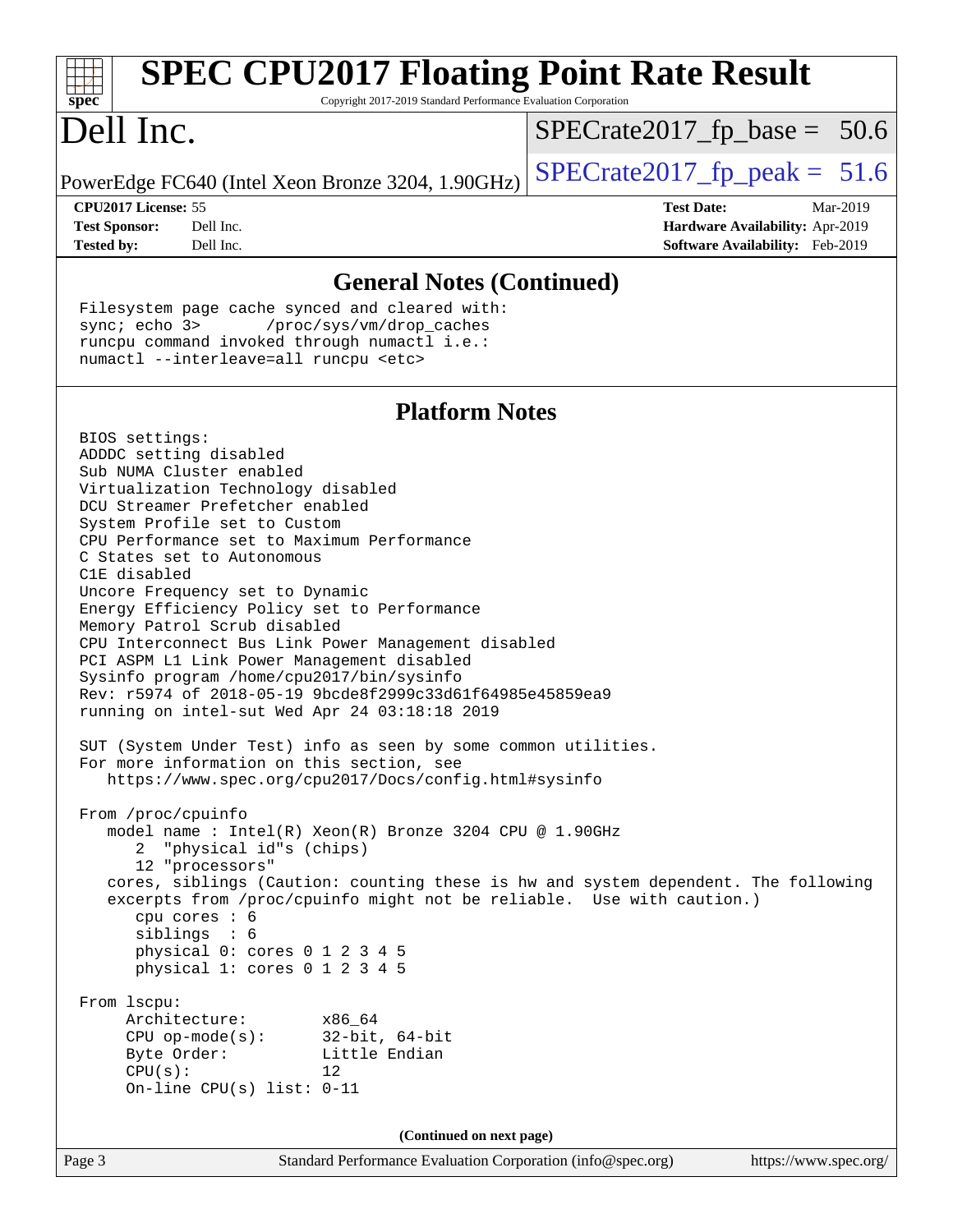## General Notes (Continued)

```
Filesystem page cache synced and cleared with:
sync; echo 3>       /proc/sys/vm/drop_caches
runcpu command invoked through numactl i.e.:
numactl --interleave=all runcpu <etc>
```

## Platform Notes

```
BIOS settings:
ADDDC setting disabled
Sub NUMA Cluster enabled
Virtualization Technology disabled
DCU Streamer Prefetcher enabled
System Profile set to Custom
CPU Performance set to Maximum Performance
C States set to Autonomous
C1E disabled
Uncore Frequency set to Dynamic
Energy Efficiency Policy set to Performance
Memory Patrol Scrub disabled
CPU Interconnect Bus Link Power Management disabled
PCI ASPM L1 Link Power Management disabled
Sysinfo program /home/cpu2017/bin/sysinfo
Rev: r5974 of 2018-05-19 9bcde8f2999c33d61f64985e45859ea9
running on intel-sut Wed Apr 24 03:18:18 2019

SUT (System Under Test) info as seen by some common utilities.
For more information on this section, see
   https://www.spec.org/cpu2017/Docs/config.html#sysinfo

From /proc/cpuinfo
   model name : Intel(R) Xeon(R) Bronze 3204 CPU @ 1.90GHz
      2  "physical id"s (chips)
      12 "processors"
   cores, siblings (Caution: counting these is hw and system dependent. The following
   excerpts from /proc/cpuinfo might not be reliable.  Use with caution.)
      cpu cores : 6
      siblings  : 6
      physical 0: cores 0 1 2 3 4 5
      physical 1: cores 0 1 2 3 4 5

From lscpu:
     Architecture:        x86_64
     CPU op-mode(s):      32-bit, 64-bit
     Byte Order:          Little Endian
     CPU(s):              12
     On-line CPU(s) list: 0-11
```

(Continued on next page)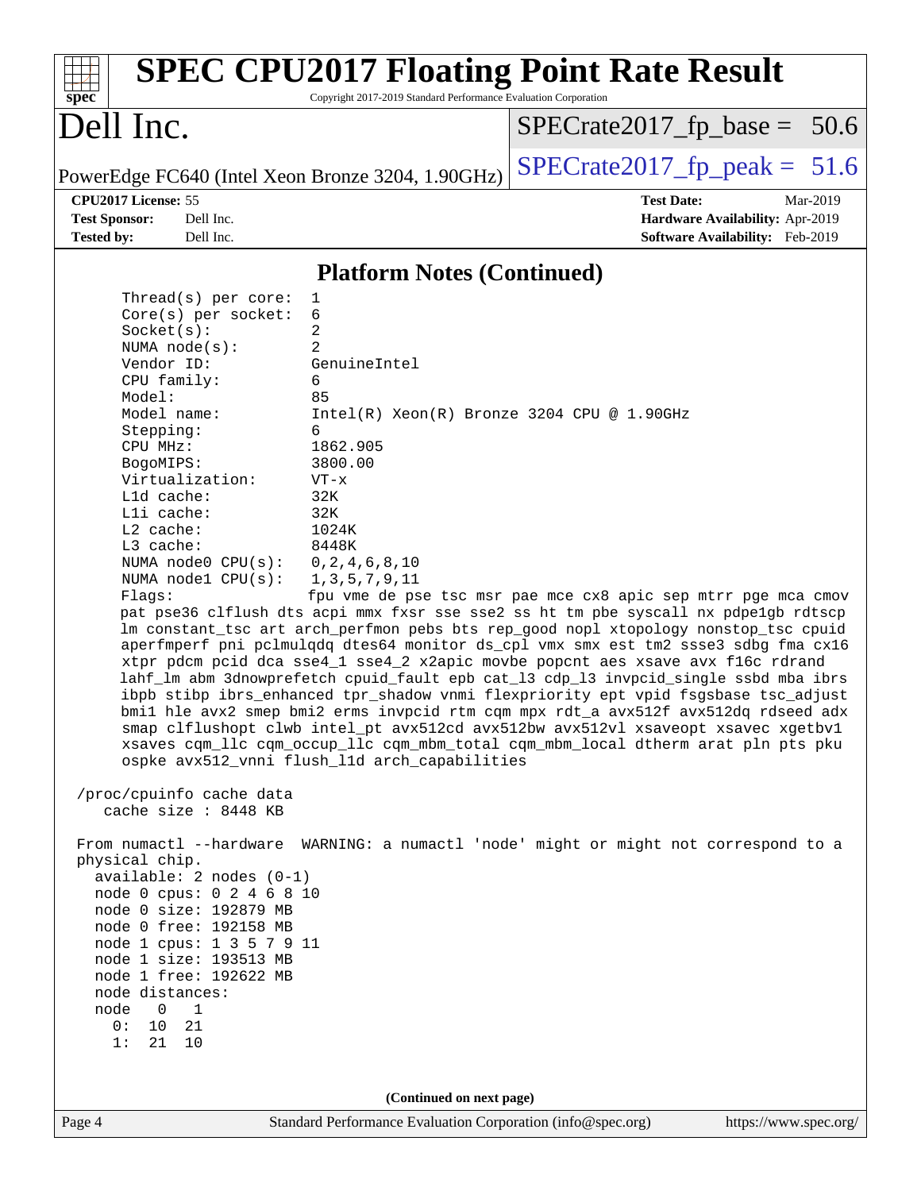# SPEC CPU2017 Floating Point Rate Result

Copyright 2017-2019 Standard Performance Evaluation Corporation

## Dell Inc.

PowerEdge FC640 (Intel Xeon Bronze 3204, 1.90GHz)

SPECrate2017_fp_base = 50.6

SPECrate2017_fp_peak = 51.6

**CPU2017 License:** 55
**Test Sponsor:** Dell Inc.
**Tested by:** Dell Inc.

**Test Date:** Mar-2019
**Hardware Availability:** Apr-2019
**Software Availability:** Feb-2019

### Platform Notes (Continued)

```
    Thread(s) per core:  1
    Core(s) per socket:  6
    Socket(s):           2
    NUMA node(s):        2
    Vendor ID:           GenuineIntel
    CPU family:          6
    Model:               85
    Model name:          Intel(R) Xeon(R) Bronze 3204 CPU @ 1.90GHz
    Stepping:            6
    CPU MHz:             1862.905
    BogoMIPS:            3800.00
    Virtualization:      VT-x
    L1d cache:           32K
    L1i cache:           32K
    L2 cache:            1024K
    L3 cache:            8448K
    NUMA node0 CPU(s):   0,2,4,6,8,10
    NUMA node1 CPU(s):   1,3,5,7,9,11
    Flags:               fpu vme de pse tsc msr pae mce cx8 apic sep mtrr pge mca cmov
    pat pse36 clflush dts acpi mmx fxsr sse sse2 ss ht tm pbe syscall nx pdpe1gb rdtscp
    lm constant_tsc art arch_perfmon pebs bts rep_good nopl xtopology nonstop_tsc cpuid
    aperfmperf pni pclmulqdq dtes64 monitor ds_cpl vmx smx est tm2 ssse3 sdbg fma cx16
    xtpr pdcm pcid dca sse4_1 sse4_2 x2apic movbe popcnt aes xsave avx f16c rdrand
    lahf_lm abm 3dnowprefetch cpuid_fault epb cat_l3 cdp_l3 invpcid_single ssbd mba ibrs
    ibpb stibp ibrs_enhanced tpr_shadow vnmi flexpriority ept vpid fsgsbase tsc_adjust
    bmi1 hle avx2 smep bmi2 erms invpcid rtm cqm mpx rdt_a avx512f avx512dq rdseed adx
    smap clflushopt clwb intel_pt avx512cd avx512bw avx512vl xsaveopt xsavec xgetbv1
    xsaves cqm_llc cqm_occup_llc cqm_mbm_total cqm_mbm_local dtherm arat pln pts pku
    ospke avx512_vnni flush_l1d arch_capabilities

 /proc/cpuinfo cache data
    cache size : 8448 KB

 From numactl --hardware  WARNING: a numactl 'node' might or might not correspond to a
 physical chip.
   available: 2 nodes (0-1)
   node 0 cpus: 0 2 4 6 8 10
   node 0 size: 192879 MB
   node 0 free: 192158 MB
   node 1 cpus: 1 3 5 7 9 11
   node 1 size: 193513 MB
   node 1 free: 192622 MB
   node distances:
   node   0   1
     0:  10  21
     1:  21  10
```

(Continued on next page)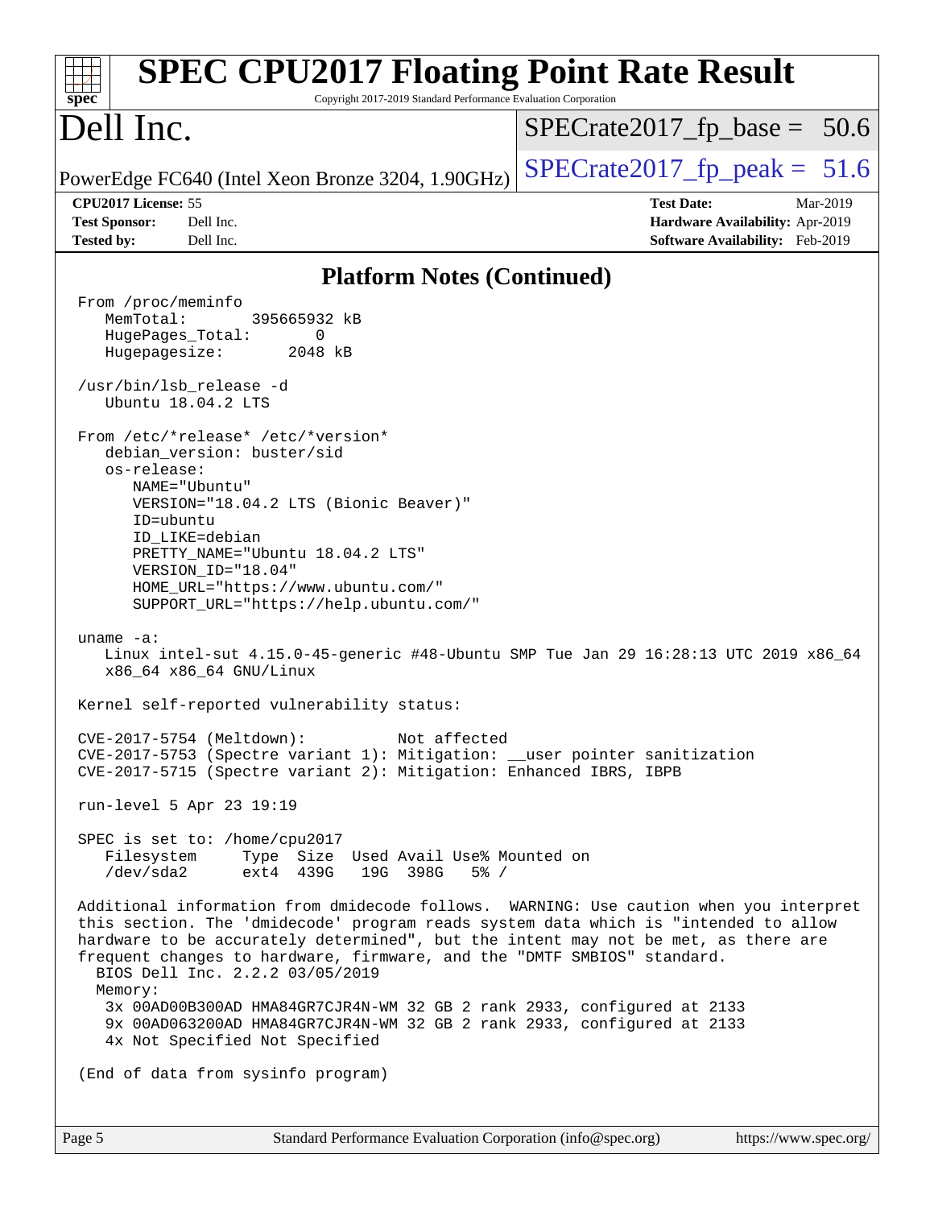## Platform Notes (Continued)

```
From /proc/meminfo
   MemTotal:       395665932 kB
   HugePages_Total:       0
   Hugepagesize:       2048 kB

/usr/bin/lsb_release -d
   Ubuntu 18.04.2 LTS

From /etc/*release* /etc/*version*
   debian_version: buster/sid
   os-release:
      NAME="Ubuntu"
      VERSION="18.04.2 LTS (Bionic Beaver)"
      ID=ubuntu
      ID_LIKE=debian
      PRETTY_NAME="Ubuntu 18.04.2 LTS"
      VERSION_ID="18.04"
      HOME_URL="https://www.ubuntu.com/"
      SUPPORT_URL="https://help.ubuntu.com/"

uname -a:
   Linux intel-sut 4.15.0-45-generic #48-Ubuntu SMP Tue Jan 29 16:28:13 UTC 2019 x86_64
   x86_64 x86_64 GNU/Linux

Kernel self-reported vulnerability status:

CVE-2017-5754 (Meltdown):          Not affected
CVE-2017-5753 (Spectre variant 1): Mitigation: __user pointer sanitization
CVE-2017-5715 (Spectre variant 2): Mitigation: Enhanced IBRS, IBPB

run-level 5 Apr 23 19:19

SPEC is set to: /home/cpu2017
   Filesystem     Type  Size  Used Avail Use% Mounted on
   /dev/sda2      ext4  439G   19G  398G   5% /

Additional information from dmidecode follows.  WARNING: Use caution when you interpret
this section. The 'dmidecode' program reads system data which is "intended to allow
hardware to be accurately determined", but the intent may not be met, as there are
frequent changes to hardware, firmware, and the "DMTF SMBIOS" standard.
  BIOS Dell Inc. 2.2.2 03/05/2019
  Memory:
    3x 00AD00B300AD HMA84GR7CJR4N-WM 32 GB 2 rank 2933, configured at 2133
    9x 00AD063200AD HMA84GR7CJR4N-WM 32 GB 2 rank 2933, configured at 2133
    4x Not Specified Not Specified

(End of data from sysinfo program)
```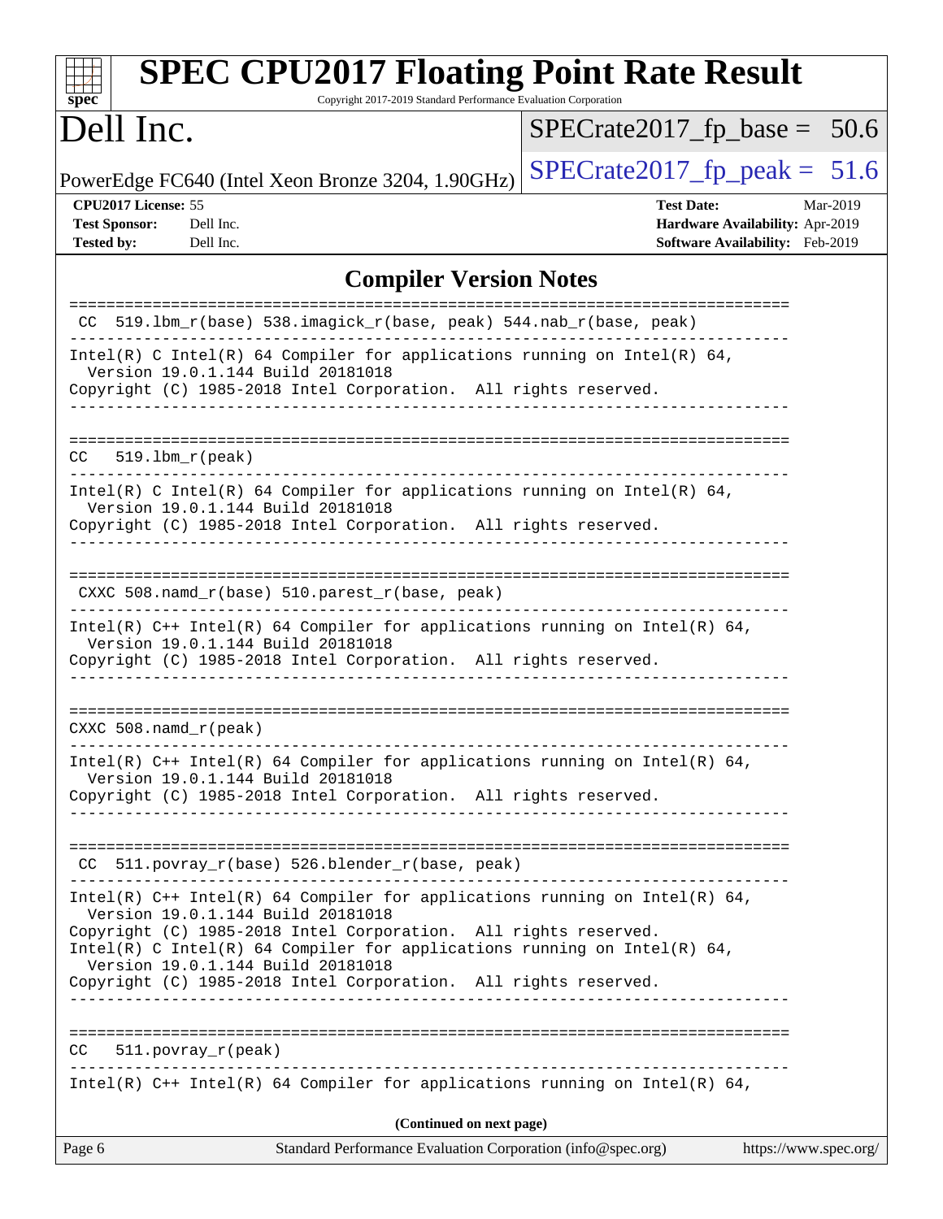# SPEC CPU2017 Floating Point Rate Result

Copyright 2017-2019 Standard Performance Evaluation Corporation

# Dell Inc.

PowerEdge FC640 (Intel Xeon Bronze 3204, 1.90GHz)

SPECrate2017_fp_base = 50.6

SPECrate2017_fp_peak = 51.6

**CPU2017 License:** 55
**Test Sponsor:** Dell Inc.
**Tested by:** Dell Inc.

**Test Date:** Mar-2019
**Hardware Availability:** Apr-2019
**Software Availability:** Feb-2019

## Compiler Version Notes

```
==============================================================================
 CC  519.lbm_r(base) 538.imagick_r(base, peak) 544.nab_r(base, peak)
------------------------------------------------------------------------------
Intel(R) C Intel(R) 64 Compiler for applications running on Intel(R) 64,
  Version 19.0.1.144 Build 20181018
Copyright (C) 1985-2018 Intel Corporation.  All rights reserved.
------------------------------------------------------------------------------

==============================================================================
CC   519.lbm_r(peak)
------------------------------------------------------------------------------
Intel(R) C Intel(R) 64 Compiler for applications running on Intel(R) 64,
  Version 19.0.1.144 Build 20181018
Copyright (C) 1985-2018 Intel Corporation.  All rights reserved.
------------------------------------------------------------------------------

==============================================================================
 CXXC 508.namd_r(base) 510.parest_r(base, peak)
------------------------------------------------------------------------------
Intel(R) C++ Intel(R) 64 Compiler for applications running on Intel(R) 64,
  Version 19.0.1.144 Build 20181018
Copyright (C) 1985-2018 Intel Corporation.  All rights reserved.
------------------------------------------------------------------------------

==============================================================================
CXXC 508.namd_r(peak)
------------------------------------------------------------------------------
Intel(R) C++ Intel(R) 64 Compiler for applications running on Intel(R) 64,
  Version 19.0.1.144 Build 20181018
Copyright (C) 1985-2018 Intel Corporation.  All rights reserved.
------------------------------------------------------------------------------

==============================================================================
 CC  511.povray_r(base) 526.blender_r(base, peak)
------------------------------------------------------------------------------
Intel(R) C++ Intel(R) 64 Compiler for applications running on Intel(R) 64,
  Version 19.0.1.144 Build 20181018
Copyright (C) 1985-2018 Intel Corporation.  All rights reserved.
Intel(R) C Intel(R) 64 Compiler for applications running on Intel(R) 64,
  Version 19.0.1.144 Build 20181018
Copyright (C) 1985-2018 Intel Corporation.  All rights reserved.
------------------------------------------------------------------------------

==============================================================================
CC   511.povray_r(peak)
------------------------------------------------------------------------------
Intel(R) C++ Intel(R) 64 Compiler for applications running on Intel(R) 64,
```

(Continued on next page)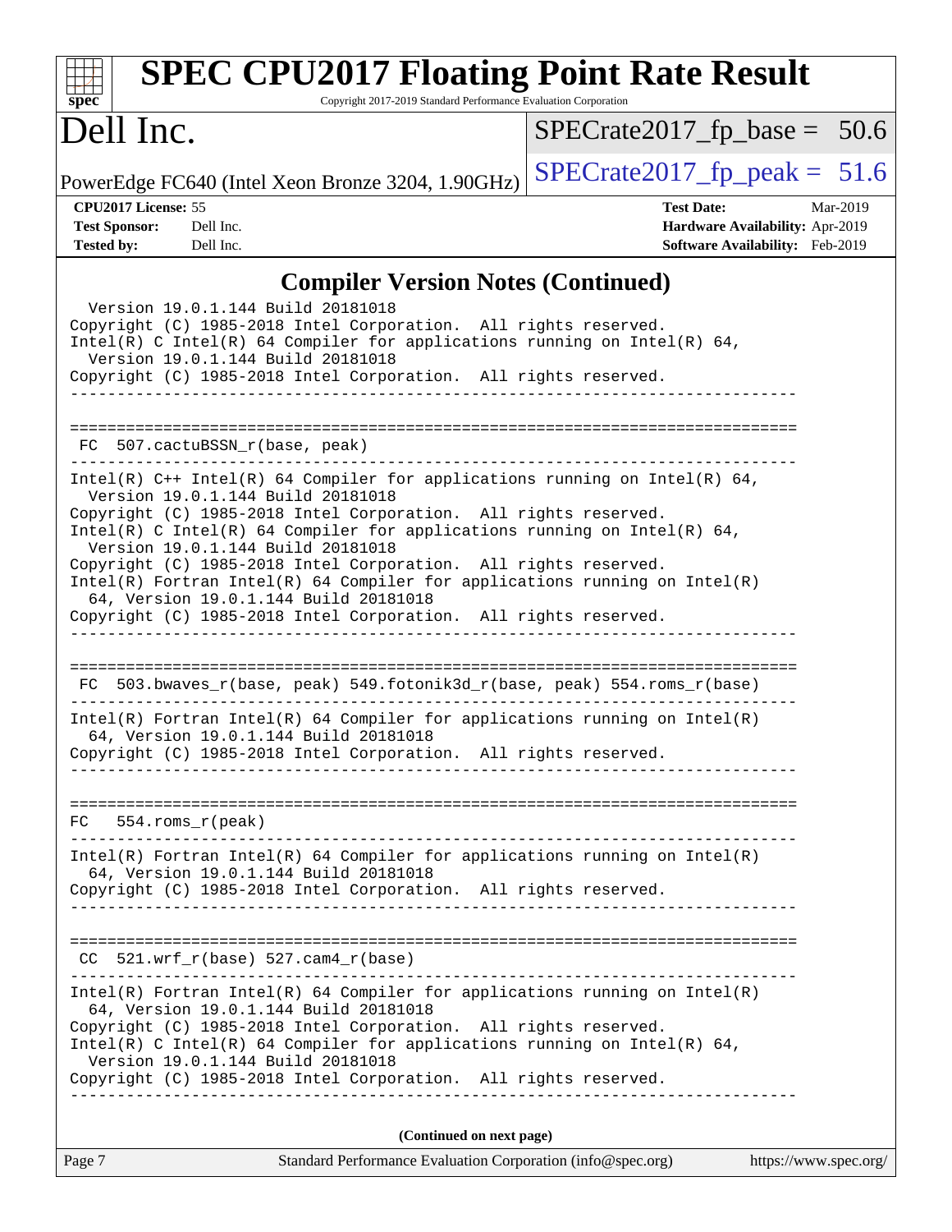## Compiler Version Notes (Continued)

```
  Version 19.0.1.144 Build 20181018
Copyright (C) 1985-2018 Intel Corporation.  All rights reserved.
Intel(R) C Intel(R) 64 Compiler for applications running on Intel(R) 64,
  Version 19.0.1.144 Build 20181018
Copyright (C) 1985-2018 Intel Corporation.  All rights reserved.
------------------------------------------------------------------------------

==============================================================================
 FC  507.cactuBSSN_r(base, peak)
------------------------------------------------------------------------------
Intel(R) C++ Intel(R) 64 Compiler for applications running on Intel(R) 64,
  Version 19.0.1.144 Build 20181018
Copyright (C) 1985-2018 Intel Corporation.  All rights reserved.
Intel(R) C Intel(R) 64 Compiler for applications running on Intel(R) 64,
  Version 19.0.1.144 Build 20181018
Copyright (C) 1985-2018 Intel Corporation.  All rights reserved.
Intel(R) Fortran Intel(R) 64 Compiler for applications running on Intel(R)
  64, Version 19.0.1.144 Build 20181018
Copyright (C) 1985-2018 Intel Corporation.  All rights reserved.
------------------------------------------------------------------------------

==============================================================================
 FC  503.bwaves_r(base, peak) 549.fotonik3d_r(base, peak) 554.roms_r(base)
------------------------------------------------------------------------------
Intel(R) Fortran Intel(R) 64 Compiler for applications running on Intel(R)
  64, Version 19.0.1.144 Build 20181018
Copyright (C) 1985-2018 Intel Corporation.  All rights reserved.
------------------------------------------------------------------------------

==============================================================================
FC   554.roms_r(peak)
------------------------------------------------------------------------------
Intel(R) Fortran Intel(R) 64 Compiler for applications running on Intel(R)
  64, Version 19.0.1.144 Build 20181018
Copyright (C) 1985-2018 Intel Corporation.  All rights reserved.
------------------------------------------------------------------------------

==============================================================================
 CC  521.wrf_r(base) 527.cam4_r(base)
------------------------------------------------------------------------------
Intel(R) Fortran Intel(R) 64 Compiler for applications running on Intel(R)
  64, Version 19.0.1.144 Build 20181018
Copyright (C) 1985-2018 Intel Corporation.  All rights reserved.
Intel(R) C Intel(R) 64 Compiler for applications running on Intel(R) 64,
  Version 19.0.1.144 Build 20181018
Copyright (C) 1985-2018 Intel Corporation.  All rights reserved.
------------------------------------------------------------------------------
```

(Continued on next page)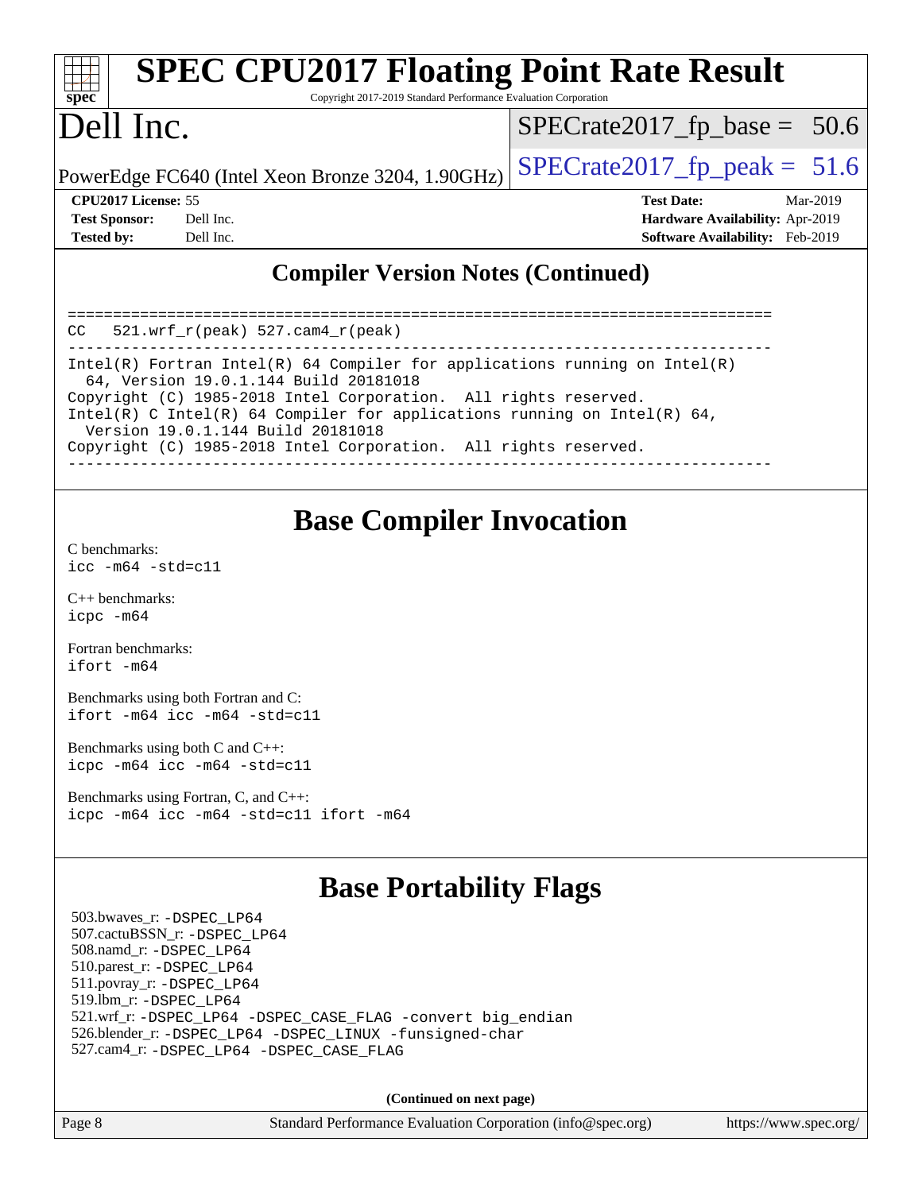# SPEC CPU2017 Floating Point Rate Result

Copyright 2017-2019 Standard Performance Evaluation Corporation

# Dell Inc.

PowerEdge FC640 (Intel Xeon Bronze 3204, 1.90GHz)

SPECrate2017_fp_base = 50.6

SPECrate2017_fp_peak = 51.6

**CPU2017 License:** 55
**Test Sponsor:** Dell Inc.
**Tested by:** Dell Inc.

**Test Date:** Mar-2019
**Hardware Availability:** Apr-2019
**Software Availability:** Feb-2019

## Compiler Version Notes (Continued)

```
==============================================================================
CC   521.wrf_r(peak) 527.cam4_r(peak)
------------------------------------------------------------------------------
Intel(R) Fortran Intel(R) 64 Compiler for applications running on Intel(R)
  64, Version 19.0.1.144 Build 20181018
Copyright (C) 1985-2018 Intel Corporation.  All rights reserved.
Intel(R) C Intel(R) 64 Compiler for applications running on Intel(R) 64,
  Version 19.0.1.144 Build 20181018
Copyright (C) 1985-2018 Intel Corporation.  All rights reserved.
------------------------------------------------------------------------------
```

## Base Compiler Invocation

C benchmarks:
`icc -m64 -std=c11`

C++ benchmarks:
`icpc -m64`

Fortran benchmarks:
`ifort -m64`

Benchmarks using both Fortran and C:
`ifort -m64 icc -m64 -std=c11`

Benchmarks using both C and C++:
`icpc -m64 icc -m64 -std=c11`

Benchmarks using Fortran, C, and C++:
`icpc -m64 icc -m64 -std=c11 ifort -m64`

## Base Portability Flags

503.bwaves_r: `-DSPEC_LP64`
507.cactuBSSN_r: `-DSPEC_LP64`
508.namd_r: `-DSPEC_LP64`
510.parest_r: `-DSPEC_LP64`
511.povray_r: `-DSPEC_LP64`
519.lbm_r: `-DSPEC_LP64`
521.wrf_r: `-DSPEC_LP64 -DSPEC_CASE_FLAG -convert big_endian`
526.blender_r: `-DSPEC_LP64 -DSPEC_LINUX -funsigned-char`
527.cam4_r: `-DSPEC_LP64 -DSPEC_CASE_FLAG`

**(Continued on next page)**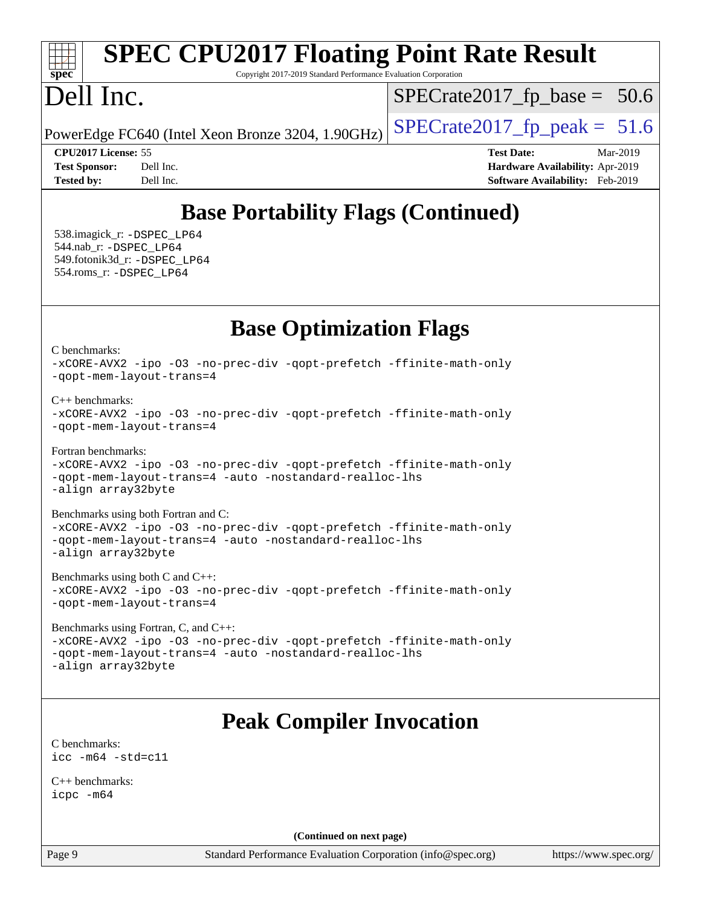## Base Portability Flags (Continued)

538.imagick_r: -DSPEC_LP64
544.nab_r: -DSPEC_LP64
549.fotonik3d_r: -DSPEC_LP64
554.roms_r: -DSPEC_LP64

## Base Optimization Flags

C benchmarks:
```
-xCORE-AVX2 -ipo -O3 -no-prec-div -qopt-prefetch -ffinite-math-only
-qopt-mem-layout-trans=4
```

C++ benchmarks:
```
-xCORE-AVX2 -ipo -O3 -no-prec-div -qopt-prefetch -ffinite-math-only
-qopt-mem-layout-trans=4
```

Fortran benchmarks:
```
-xCORE-AVX2 -ipo -O3 -no-prec-div -qopt-prefetch -ffinite-math-only
-qopt-mem-layout-trans=4 -auto -nostandard-realloc-lhs
-align array32byte
```

Benchmarks using both Fortran and C:
```
-xCORE-AVX2 -ipo -O3 -no-prec-div -qopt-prefetch -ffinite-math-only
-qopt-mem-layout-trans=4 -auto -nostandard-realloc-lhs
-align array32byte
```

Benchmarks using both C and C++:
```
-xCORE-AVX2 -ipo -O3 -no-prec-div -qopt-prefetch -ffinite-math-only
-qopt-mem-layout-trans=4
```

Benchmarks using Fortran, C, and C++:
```
-xCORE-AVX2 -ipo -O3 -no-prec-div -qopt-prefetch -ffinite-math-only
-qopt-mem-layout-trans=4 -auto -nostandard-realloc-lhs
-align array32byte
```

## Peak Compiler Invocation

C benchmarks:
```
icc -m64 -std=c11
```

C++ benchmarks:
```
icpc -m64
```

**(Continued on next page)**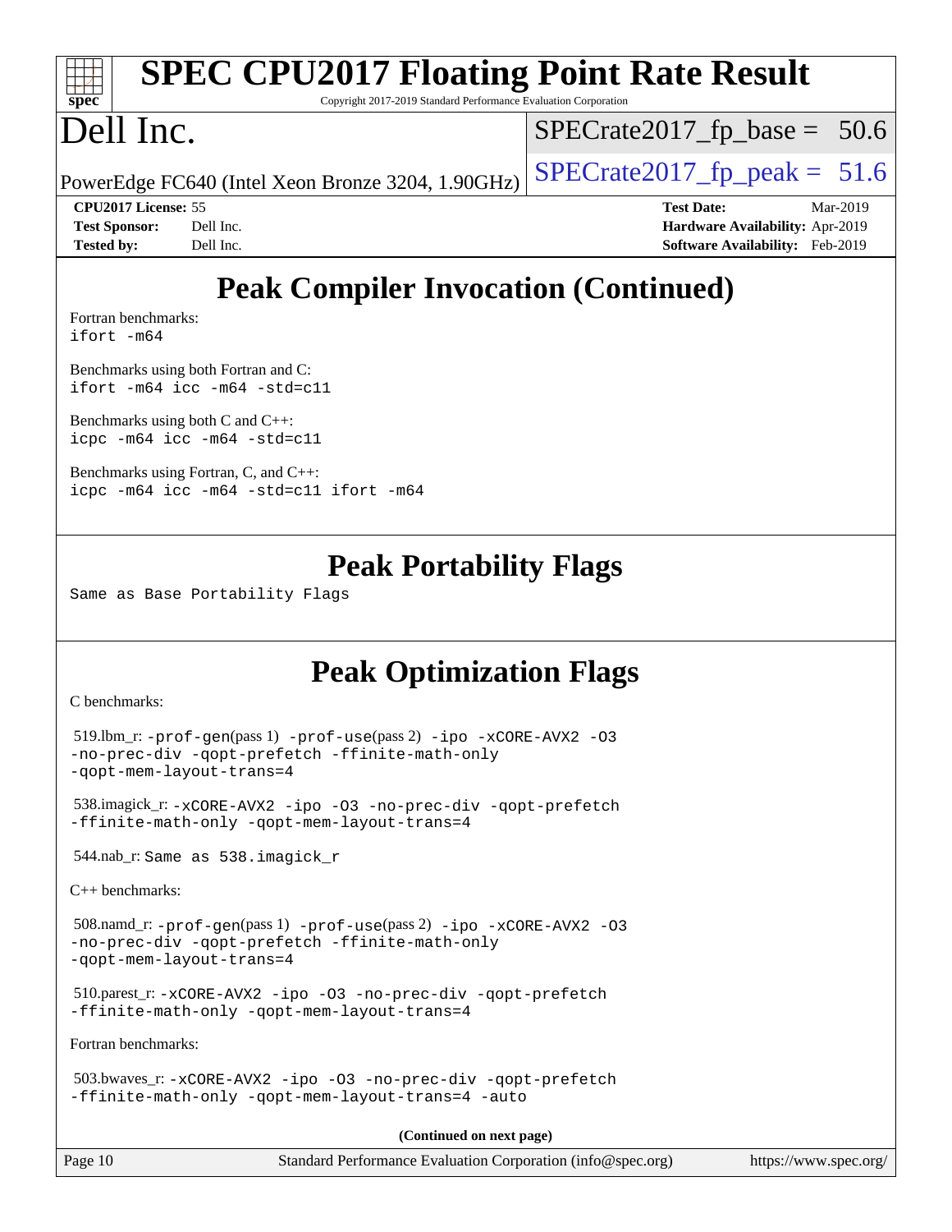# Peak Compiler Invocation (Continued)

Fortran benchmarks:
ifort -m64

Benchmarks using both Fortran and C:
ifort -m64 icc -m64 -std=c11

Benchmarks using both C and C++:
icpc -m64 icc -m64 -std=c11

Benchmarks using Fortran, C, and C++:
icpc -m64 icc -m64 -std=c11 ifort -m64

# Peak Portability Flags

Same as Base Portability Flags

# Peak Optimization Flags

C benchmarks:

519.lbm_r: -prof-gen(pass 1) -prof-use(pass 2) -ipo -xCORE-AVX2 -O3 -no-prec-div -qopt-prefetch -ffinite-math-only -qopt-mem-layout-trans=4

538.imagick_r: -xCORE-AVX2 -ipo -O3 -no-prec-div -qopt-prefetch -ffinite-math-only -qopt-mem-layout-trans=4

544.nab_r: Same as 538.imagick_r

C++ benchmarks:

508.namd_r: -prof-gen(pass 1) -prof-use(pass 2) -ipo -xCORE-AVX2 -O3 -no-prec-div -qopt-prefetch -ffinite-math-only -qopt-mem-layout-trans=4

510.parest_r: -xCORE-AVX2 -ipo -O3 -no-prec-div -qopt-prefetch -ffinite-math-only -qopt-mem-layout-trans=4

Fortran benchmarks:

503.bwaves_r: -xCORE-AVX2 -ipo -O3 -no-prec-div -qopt-prefetch -ffinite-math-only -qopt-mem-layout-trans=4 -auto

**(Continued on next page)**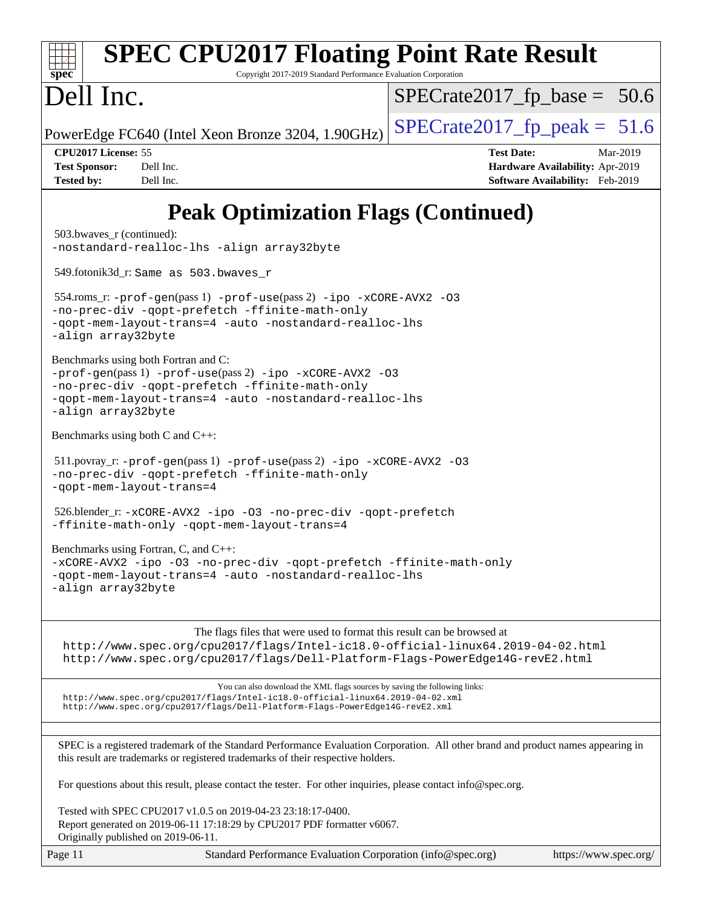# SPEC CPU2017 Floating Point Rate Result

Copyright 2017-2019 Standard Performance Evaluation Corporation

# Dell Inc.

PowerEdge FC640 (Intel Xeon Bronze 3204, 1.90GHz)

SPECrate2017_fp_base = 50.6

SPECrate2017_fp_peak = 51.6

**CPU2017 License:** 55
**Test Sponsor:** Dell Inc.
**Tested by:** Dell Inc.

**Test Date:** Mar-2019
**Hardware Availability:** Apr-2019
**Software Availability:** Feb-2019

## Peak Optimization Flags (Continued)

503.bwaves_r (continued):
-nostandard-realloc-lhs -align array32byte

549.fotonik3d_r: Same as 503.bwaves_r

554.roms_r: -prof-gen(pass 1) -prof-use(pass 2) -ipo -xCORE-AVX2 -O3 -no-prec-div -qopt-prefetch -ffinite-math-only -qopt-mem-layout-trans=4 -auto -nostandard-realloc-lhs -align array32byte

Benchmarks using both Fortran and C:
-prof-gen(pass 1) -prof-use(pass 2) -ipo -xCORE-AVX2 -O3 -no-prec-div -qopt-prefetch -ffinite-math-only -qopt-mem-layout-trans=4 -auto -nostandard-realloc-lhs -align array32byte

Benchmarks using both C and C++:

511.povray_r: -prof-gen(pass 1) -prof-use(pass 2) -ipo -xCORE-AVX2 -O3 -no-prec-div -qopt-prefetch -ffinite-math-only -qopt-mem-layout-trans=4

526.blender_r: -xCORE-AVX2 -ipo -O3 -no-prec-div -qopt-prefetch -ffinite-math-only -qopt-mem-layout-trans=4

Benchmarks using Fortran, C, and C++:
-xCORE-AVX2 -ipo -O3 -no-prec-div -qopt-prefetch -ffinite-math-only -qopt-mem-layout-trans=4 -auto -nostandard-realloc-lhs -align array32byte

The flags files that were used to format this result can be browsed at
http://www.spec.org/cpu2017/flags/Intel-ic18.0-official-linux64.2019-04-02.html
http://www.spec.org/cpu2017/flags/Dell-Platform-Flags-PowerEdge14G-revE2.html

You can also download the XML flags sources by saving the following links:
http://www.spec.org/cpu2017/flags/Intel-ic18.0-official-linux64.2019-04-02.xml
http://www.spec.org/cpu2017/flags/Dell-Platform-Flags-PowerEdge14G-revE2.xml

SPEC is a registered trademark of the Standard Performance Evaluation Corporation. All other brand and product names appearing in this result are trademarks or registered trademarks of their respective holders.

For questions about this result, please contact the tester. For other inquiries, please contact info@spec.org.

Tested with SPEC CPU2017 v1.0.5 on 2019-04-23 23:18:17-0400.
Report generated on 2019-06-11 17:18:29 by CPU2017 PDF formatter v6067.
Originally published on 2019-06-11.